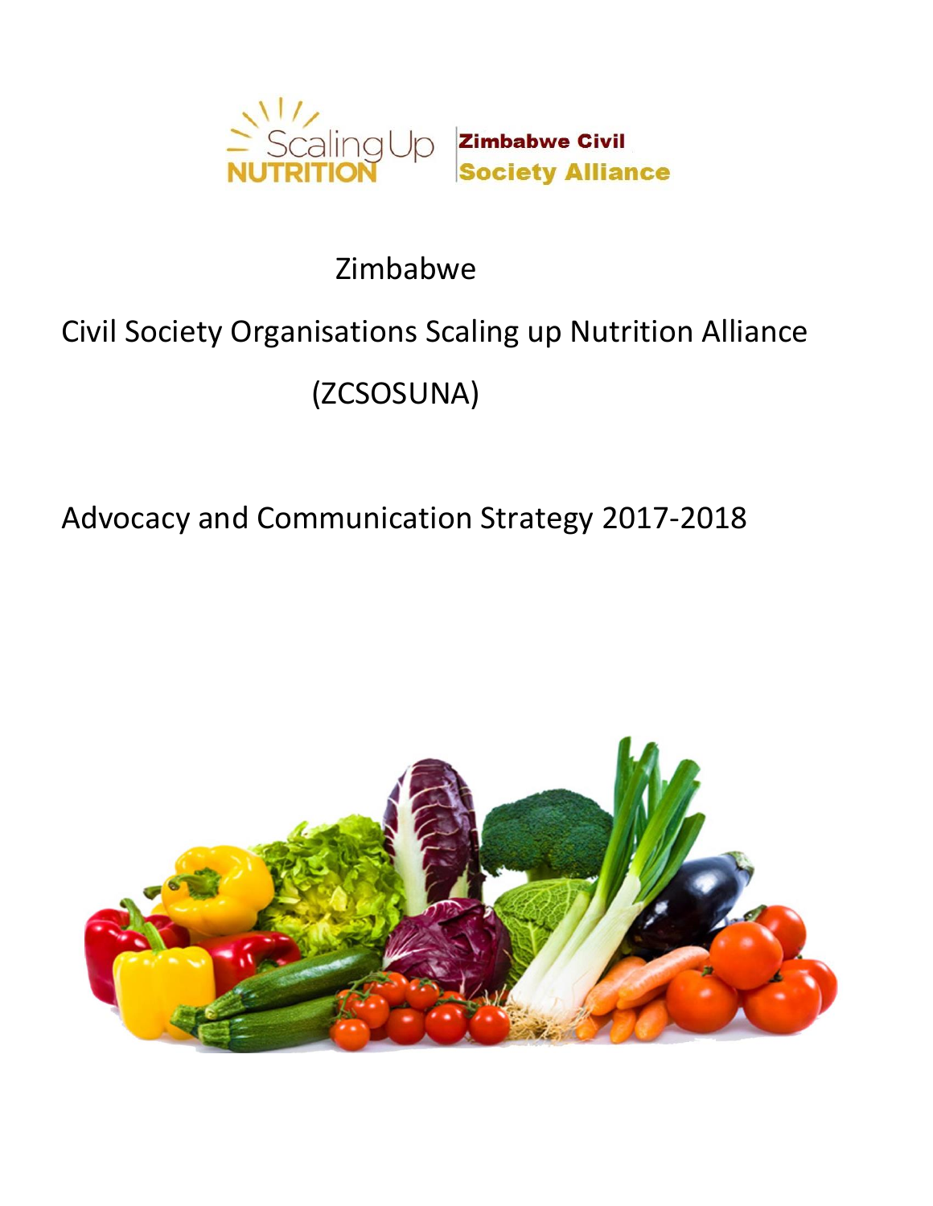Scaling Up NUTRITION

Zimbabwe Civil Society Alliance

# Zimbabwe

# Civil Society Organisations Scaling up Nutrition Alliance (ZCSOSUNA)

## Advocacy and Communication Strategy 2017-2018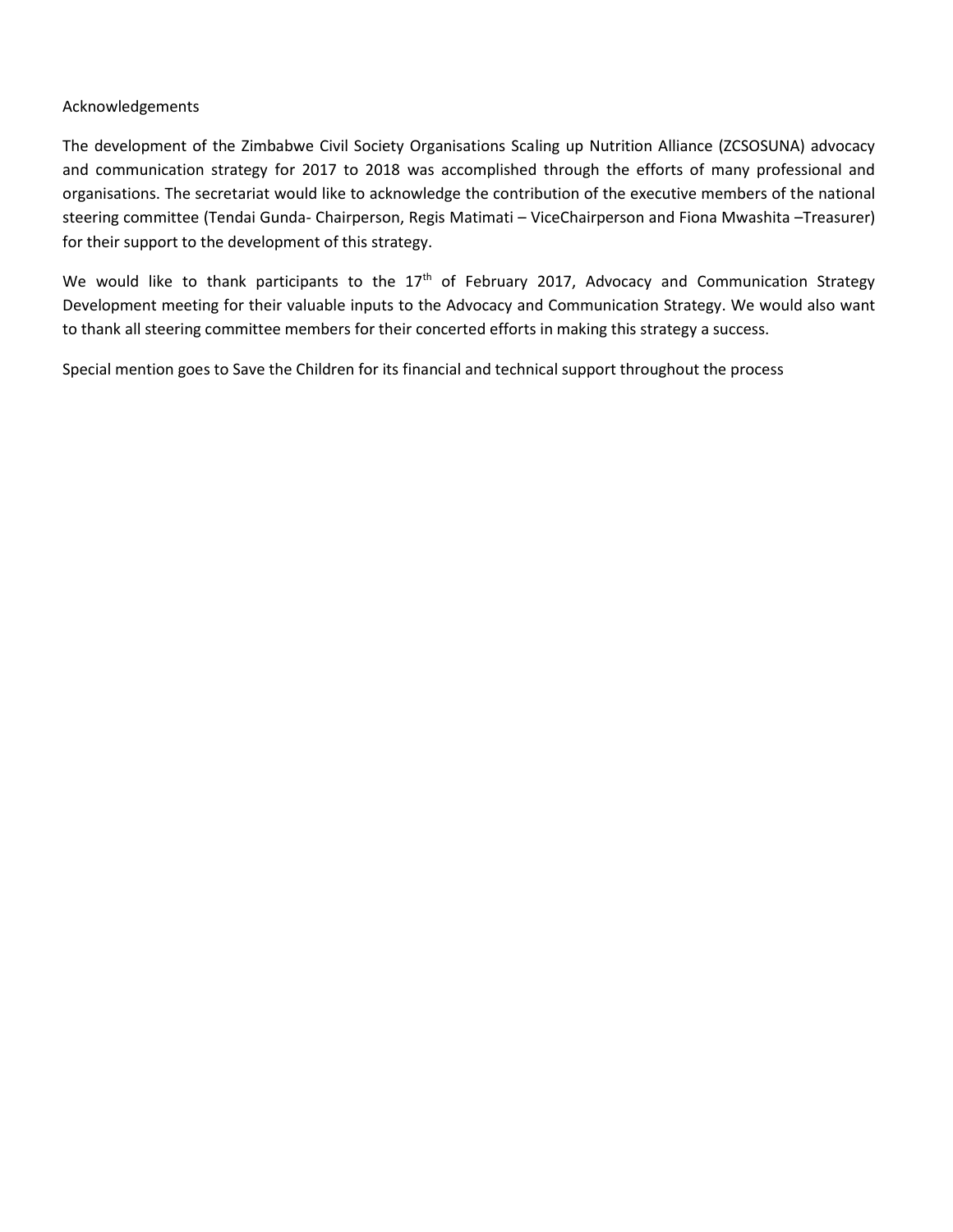# Acknowledgements

The development of the Zimbabwe Civil Society Organisations Scaling up Nutrition Alliance (ZCSOSUNA) advocacy and communication strategy for 2017 to 2018 was accomplished through the efforts of many professional and organisations. The secretariat would like to acknowledge the contribution of the executive members of the national steering committee (Tendai Gunda- Chairperson, Regis Matimati – ViceChairperson and Fiona Mwashita –Treasurer) for their support to the development of this strategy.

We would like to thank participants to the 17th of February 2017, Advocacy and Communication Strategy Development meeting for their valuable inputs to the Advocacy and Communication Strategy. We would also want to thank all steering committee members for their concerted efforts in making this strategy a success.

Special mention goes to Save the Children for its financial and technical support throughout the process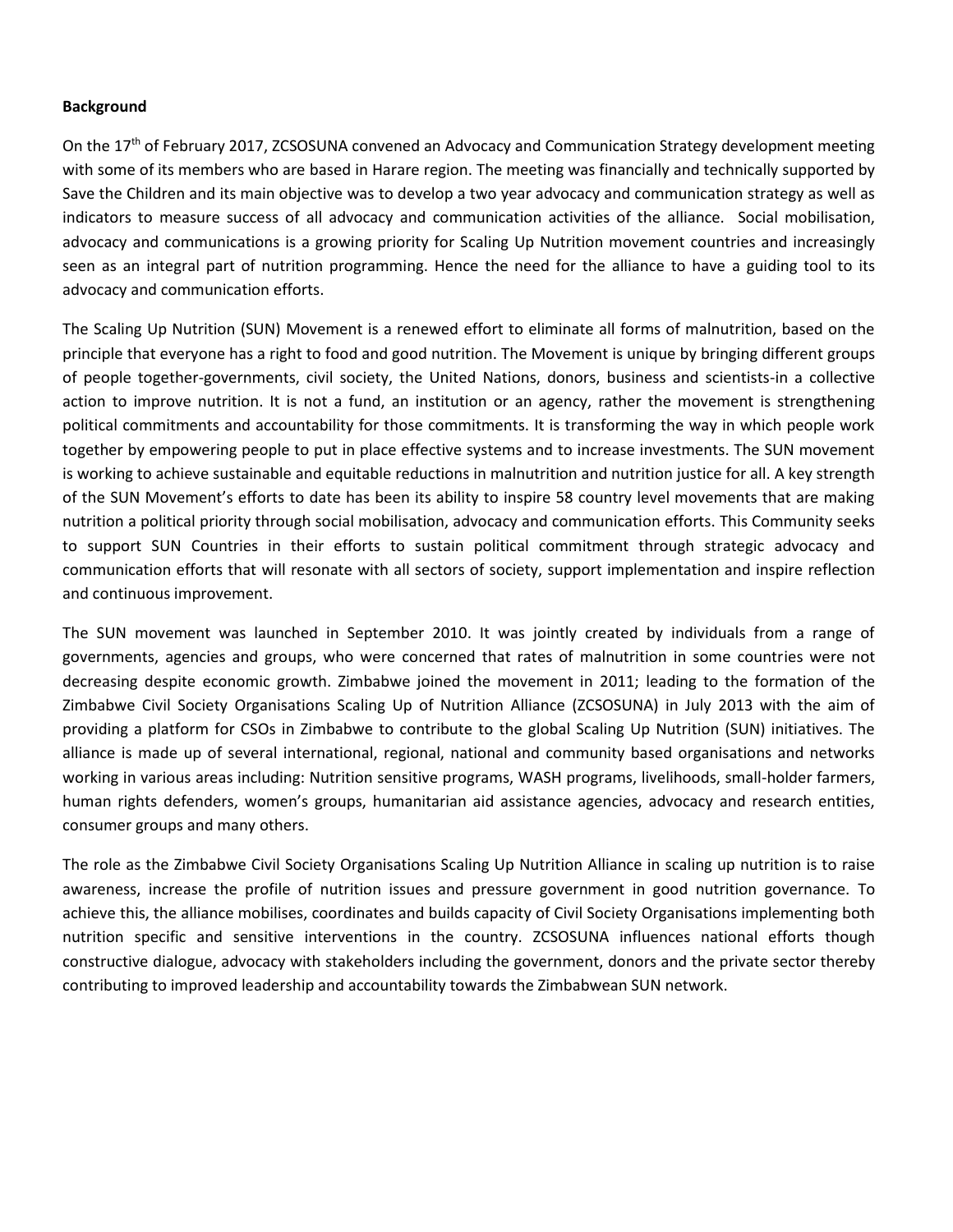**Background**

On the 17th of February 2017, ZCSOSUNA convened an Advocacy and Communication Strategy development meeting with some of its members who are based in Harare region. The meeting was financially and technically supported by Save the Children and its main objective was to develop a two year advocacy and communication strategy as well as indicators to measure success of all advocacy and communication activities of the alliance. Social mobilisation, advocacy and communications is a growing priority for Scaling Up Nutrition movement countries and increasingly seen as an integral part of nutrition programming. Hence the need for the alliance to have a guiding tool to its advocacy and communication efforts.

The Scaling Up Nutrition (SUN) Movement is a renewed effort to eliminate all forms of malnutrition, based on the principle that everyone has a right to food and good nutrition. The Movement is unique by bringing different groups of people together-governments, civil society, the United Nations, donors, business and scientists-in a collective action to improve nutrition. It is not a fund, an institution or an agency, rather the movement is strengthening political commitments and accountability for those commitments. It is transforming the way in which people work together by empowering people to put in place effective systems and to increase investments. The SUN movement is working to achieve sustainable and equitable reductions in malnutrition and nutrition justice for all. A key strength of the SUN Movement's efforts to date has been its ability to inspire 58 country level movements that are making nutrition a political priority through social mobilisation, advocacy and communication efforts. This Community seeks to support SUN Countries in their efforts to sustain political commitment through strategic advocacy and communication efforts that will resonate with all sectors of society, support implementation and inspire reflection and continuous improvement.

The SUN movement was launched in September 2010. It was jointly created by individuals from a range of governments, agencies and groups, who were concerned that rates of malnutrition in some countries were not decreasing despite economic growth. Zimbabwe joined the movement in 2011; leading to the formation of the Zimbabwe Civil Society Organisations Scaling Up of Nutrition Alliance (ZCSOSUNA) in July 2013 with the aim of providing a platform for CSOs in Zimbabwe to contribute to the global Scaling Up Nutrition (SUN) initiatives. The alliance is made up of several international, regional, national and community based organisations and networks working in various areas including: Nutrition sensitive programs, WASH programs, livelihoods, small-holder farmers, human rights defenders, women's groups, humanitarian aid assistance agencies, advocacy and research entities, consumer groups and many others.

The role as the Zimbabwe Civil Society Organisations Scaling Up Nutrition Alliance in scaling up nutrition is to raise awareness, increase the profile of nutrition issues and pressure government in good nutrition governance. To achieve this, the alliance mobilises, coordinates and builds capacity of Civil Society Organisations implementing both nutrition specific and sensitive interventions in the country. ZCSOSUNA influences national efforts though constructive dialogue, advocacy with stakeholders including the government, donors and the private sector thereby contributing to improved leadership and accountability towards the Zimbabwean SUN network.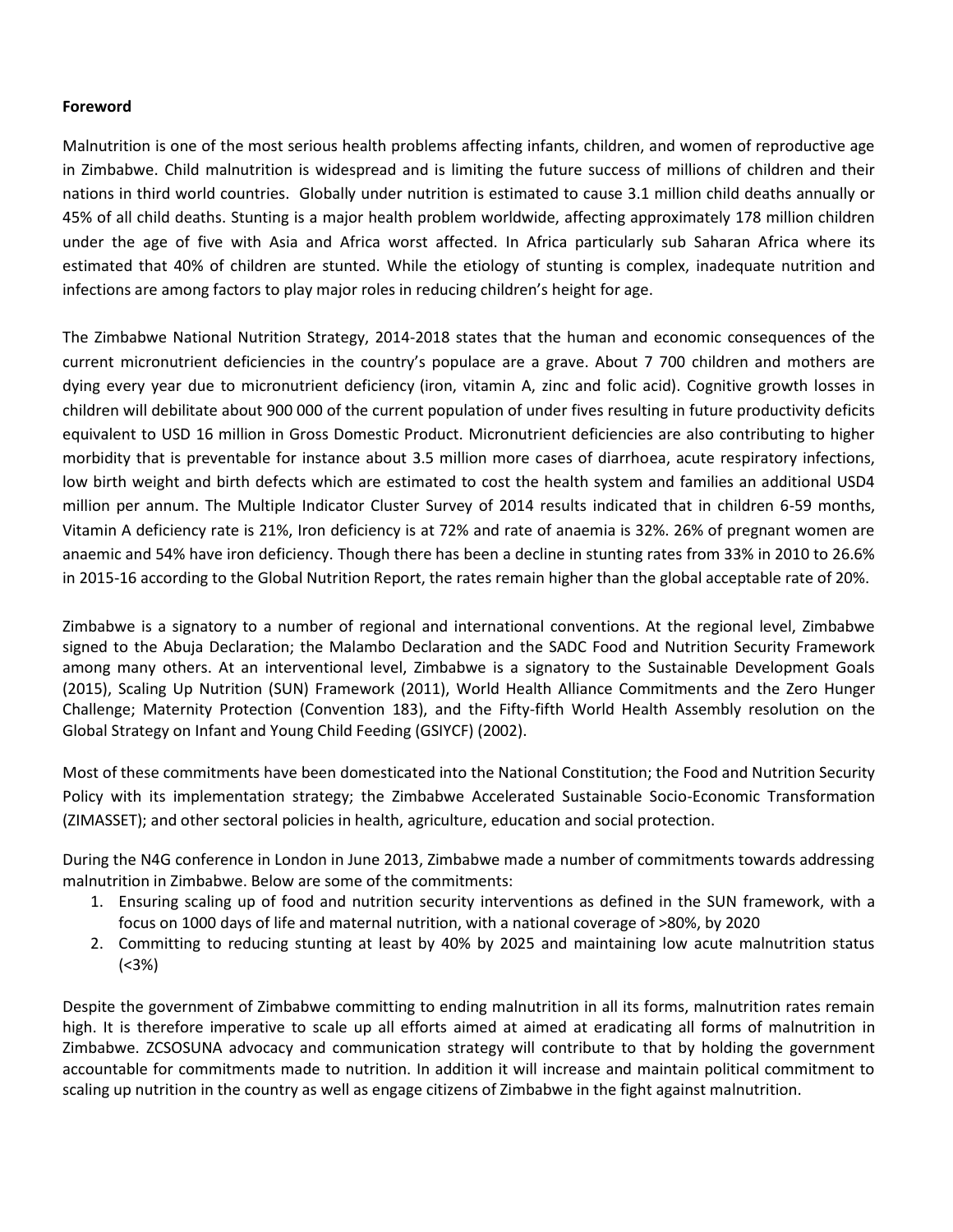**Foreword**

Malnutrition is one of the most serious health problems affecting infants, children, and women of reproductive age in Zimbabwe. Child malnutrition is widespread and is limiting the future success of millions of children and their nations in third world countries. Globally under nutrition is estimated to cause 3.1 million child deaths annually or 45% of all child deaths. Stunting is a major health problem worldwide, affecting approximately 178 million children under the age of five with Asia and Africa worst affected. In Africa particularly sub Saharan Africa where its estimated that 40% of children are stunted. While the etiology of stunting is complex, inadequate nutrition and infections are among factors to play major roles in reducing children's height for age.

The Zimbabwe National Nutrition Strategy, 2014-2018 states that the human and economic consequences of the current micronutrient deficiencies in the country's populace are a grave. About 7 700 children and mothers are dying every year due to micronutrient deficiency (iron, vitamin A, zinc and folic acid). Cognitive growth losses in children will debilitate about 900 000 of the current population of under fives resulting in future productivity deficits equivalent to USD 16 million in Gross Domestic Product. Micronutrient deficiencies are also contributing to higher morbidity that is preventable for instance about 3.5 million more cases of diarrhoea, acute respiratory infections, low birth weight and birth defects which are estimated to cost the health system and families an additional USD4 million per annum. The Multiple Indicator Cluster Survey of 2014 results indicated that in children 6-59 months, Vitamin A deficiency rate is 21%, Iron deficiency is at 72% and rate of anaemia is 32%. 26% of pregnant women are anaemic and 54% have iron deficiency. Though there has been a decline in stunting rates from 33% in 2010 to 26.6% in 2015-16 according to the Global Nutrition Report, the rates remain higher than the global acceptable rate of 20%.

Zimbabwe is a signatory to a number of regional and international conventions. At the regional level, Zimbabwe signed to the Abuja Declaration; the Malambo Declaration and the SADC Food and Nutrition Security Framework among many others. At an interventional level, Zimbabwe is a signatory to the Sustainable Development Goals (2015), Scaling Up Nutrition (SUN) Framework (2011), World Health Alliance Commitments and the Zero Hunger Challenge; Maternity Protection (Convention 183), and the Fifty-fifth World Health Assembly resolution on the Global Strategy on Infant and Young Child Feeding (GSIYCF) (2002).

Most of these commitments have been domesticated into the National Constitution; the Food and Nutrition Security Policy with its implementation strategy; the Zimbabwe Accelerated Sustainable Socio-Economic Transformation (ZIMASSET); and other sectoral policies in health, agriculture, education and social protection.

During the N4G conference in London in June 2013, Zimbabwe made a number of commitments towards addressing malnutrition in Zimbabwe. Below are some of the commitments:

1. Ensuring scaling up of food and nutrition security interventions as defined in the SUN framework, with a focus on 1000 days of life and maternal nutrition, with a national coverage of >80%, by 2020
2. Committing to reducing stunting at least by 40% by 2025 and maintaining low acute malnutrition status (<3%)

Despite the government of Zimbabwe committing to ending malnutrition in all its forms, malnutrition rates remain high. It is therefore imperative to scale up all efforts aimed at aimed at eradicating all forms of malnutrition in Zimbabwe. ZCSOSUNA advocacy and communication strategy will contribute to that by holding the government accountable for commitments made to nutrition. In addition it will increase and maintain political commitment to scaling up nutrition in the country as well as engage citizens of Zimbabwe in the fight against malnutrition.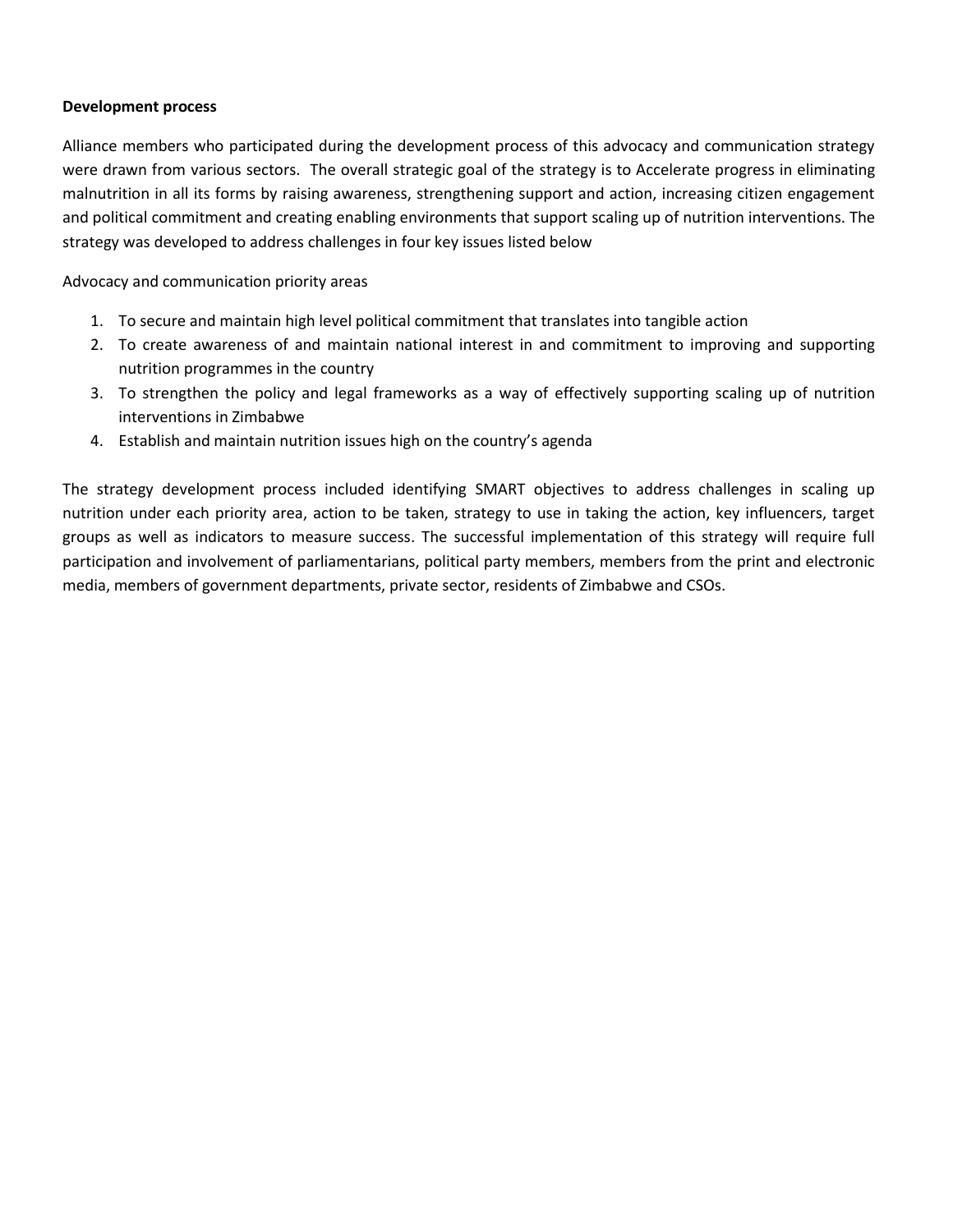**Development process**

Alliance members who participated during the development process of this advocacy and communication strategy were drawn from various sectors. The overall strategic goal of the strategy is to Accelerate progress in eliminating malnutrition in all its forms by raising awareness, strengthening support and action, increasing citizen engagement and political commitment and creating enabling environments that support scaling up of nutrition interventions. The strategy was developed to address challenges in four key issues listed below

Advocacy and communication priority areas

1. To secure and maintain high level political commitment that translates into tangible action
2. To create awareness of and maintain national interest in and commitment to improving and supporting nutrition programmes in the country
3. To strengthen the policy and legal frameworks as a way of effectively supporting scaling up of nutrition interventions in Zimbabwe
4. Establish and maintain nutrition issues high on the country's agenda

The strategy development process included identifying SMART objectives to address challenges in scaling up nutrition under each priority area, action to be taken, strategy to use in taking the action, key influencers, target groups as well as indicators to measure success. The successful implementation of this strategy will require full participation and involvement of parliamentarians, political party members, members from the print and electronic media, members of government departments, private sector, residents of Zimbabwe and CSOs.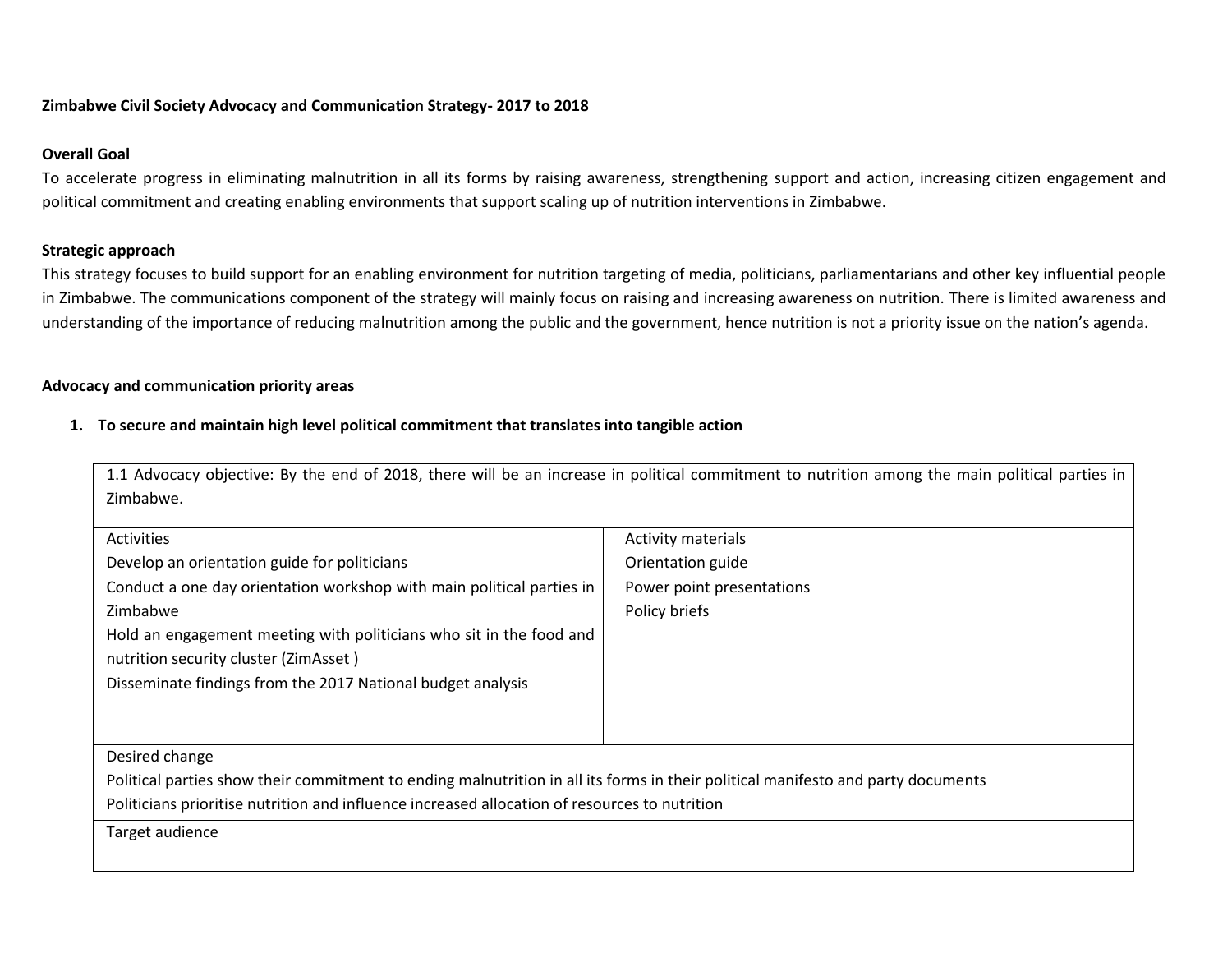**Zimbabwe Civil Society Advocacy and Communication Strategy- 2017 to 2018**

**Overall Goal**

To accelerate progress in eliminating malnutrition in all its forms by raising awareness, strengthening support and action, increasing citizen engagement and political commitment and creating enabling environments that support scaling up of nutrition interventions in Zimbabwe.

**Strategic approach**

This strategy focuses to build support for an enabling environment for nutrition targeting of media, politicians, parliamentarians and other key influential people in Zimbabwe. The communications component of the strategy will mainly focus on raising and increasing awareness on nutrition. There is limited awareness and understanding of the importance of reducing malnutrition among the public and the government, hence nutrition is not a priority issue on the nation's agenda.

**Advocacy and communication priority areas**

1. **To secure and maintain high level political commitment that translates into tangible action**

| 1.1 Advocacy objective: By the end of 2018, there will be an increase in political commitment to nutrition among the main political parties in Zimbabwe. | |
|---|---|
| Activities<br>Develop an orientation guide for politicians<br>Conduct a one day orientation workshop with main political parties in Zimbabwe<br>Hold an engagement meeting with politicians who sit in the food and nutrition security cluster (ZimAsset )<br>Disseminate findings from the 2017 National budget analysis | Activity materials<br>Orientation guide<br>Power point presentations<br>Policy briefs |
| Desired change<br>Political parties show their commitment to ending malnutrition in all its forms in their political manifesto and party documents<br>Politicians prioritise nutrition and influence increased allocation of resources to nutrition | |
| Target audience | |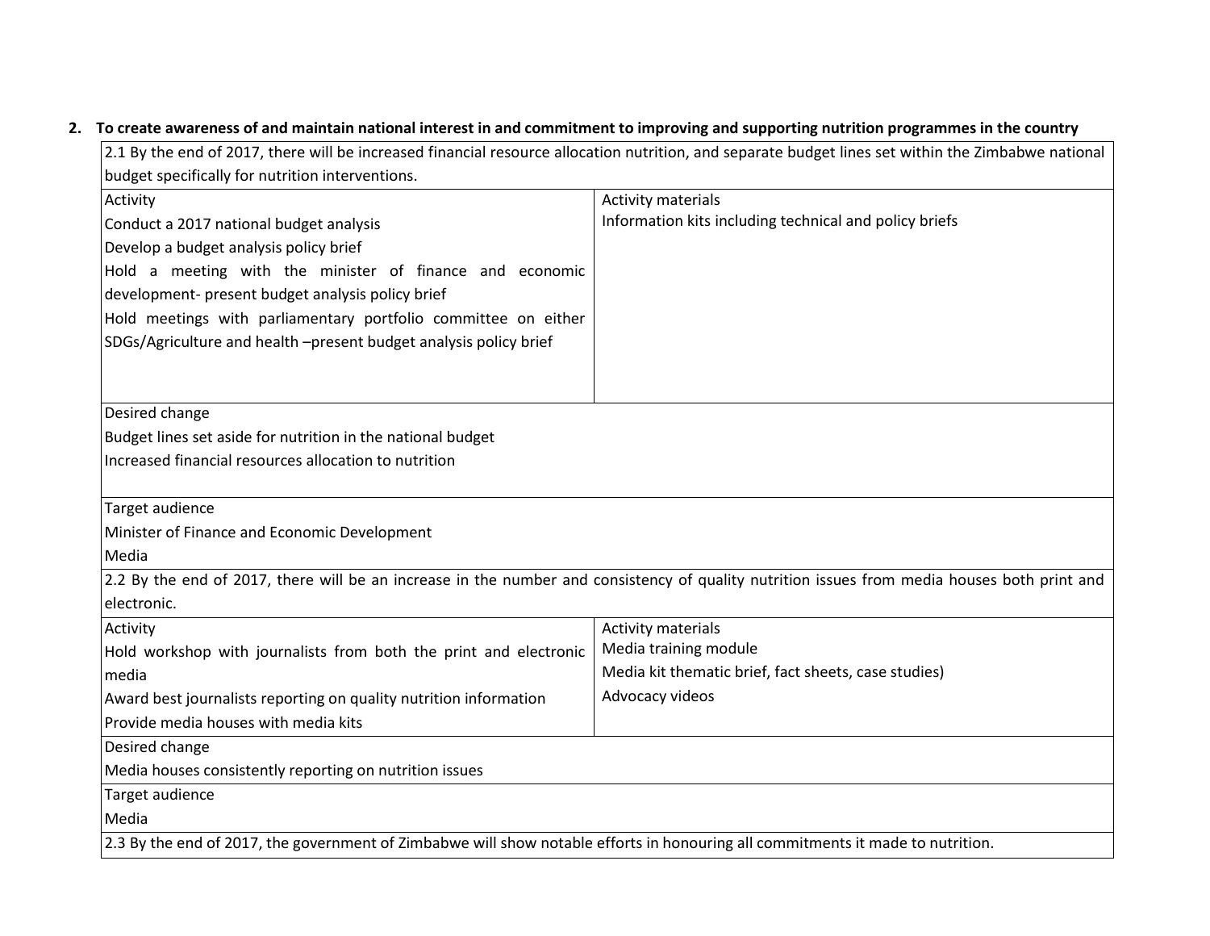2. **To create awareness of and maintain national interest in and commitment to improving and supporting nutrition programmes in the country**

| 2.1 By the end of 2017, there will be increased financial resource allocation nutrition, and separate budget lines set within the Zimbabwe national budget specifically for nutrition interventions. | |
|---|---|
| Activity<br>Conduct a 2017 national budget analysis<br>Develop a budget analysis policy brief<br>Hold a meeting with the minister of finance and economic development- present budget analysis policy brief<br>Hold meetings with parliamentary portfolio committee on either SDGs/Agriculture and health –present budget analysis policy brief | Activity materials<br>Information kits including technical and policy briefs |
| Desired change<br>Budget lines set aside for nutrition in the national budget<br>Increased financial resources allocation to nutrition | |
| Target audience<br>Minister of Finance and Economic Development<br>Media | |
| 2.2 By the end of 2017, there will be an increase in the number and consistency of quality nutrition issues from media houses both print and electronic. | |
| Activity<br>Hold workshop with journalists from both the print and electronic media<br>Award best journalists reporting on quality nutrition information<br>Provide media houses with media kits | Activity materials<br>Media training module<br>Media kit thematic brief, fact sheets, case studies)<br>Advocacy videos |
| Desired change<br>Media houses consistently reporting on nutrition issues | |
| Target audience<br>Media | |
| 2.3 By the end of 2017, the government of Zimbabwe will show notable efforts in honouring all commitments it made to nutrition. | |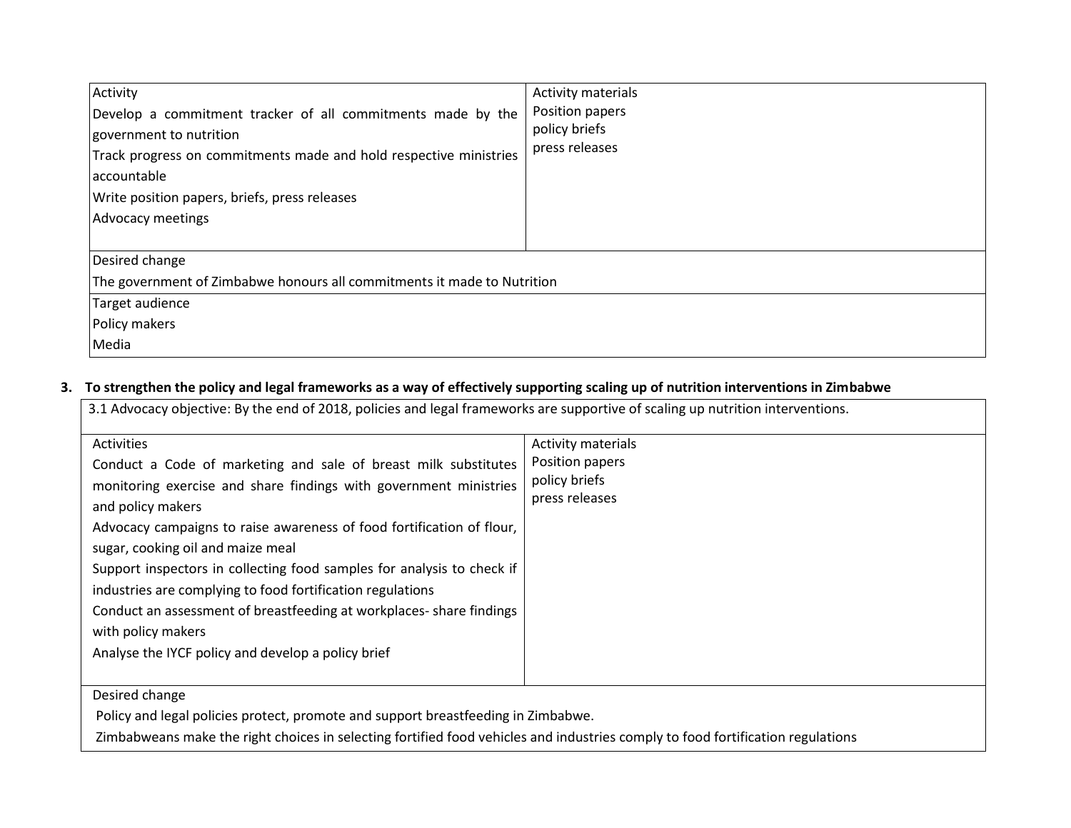| Activity | Activity materials |
|---|---|
| Develop a commitment tracker of all commitments made by the government to nutrition<br>Track progress on commitments made and hold respective ministries accountable<br>Write position papers, briefs, press releases<br>Advocacy meetings | Position papers<br>policy briefs<br>press releases |
| **Desired change**<br>The government of Zimbabwe honours all commitments it made to Nutrition | |
| **Target audience**<br>Policy makers<br>Media | |

**3. To strengthen the policy and legal frameworks as a way of effectively supporting scaling up of nutrition interventions in Zimbabwe**

| 3.1 Advocacy objective: By the end of 2018, policies and legal frameworks are supportive of scaling up nutrition interventions. | |
|---|---|
| **Activities**<br>Conduct a Code of marketing and sale of breast milk substitutes monitoring exercise and share findings with government ministries and policy makers<br>Advocacy campaigns to raise awareness of food fortification of flour, sugar, cooking oil and maize meal<br>Support inspectors in collecting food samples for analysis to check if industries are complying to food fortification regulations<br>Conduct an assessment of breastfeeding at workplaces- share findings with policy makers<br>Analyse the IYCF policy and develop a policy brief | **Activity materials**<br>Position papers<br>policy briefs<br>press releases |
| **Desired change**<br>Policy and legal policies protect, promote and support breastfeeding in Zimbabwe.<br>Zimbabweans make the right choices in selecting fortified food vehicles and industries comply to food fortification regulations | |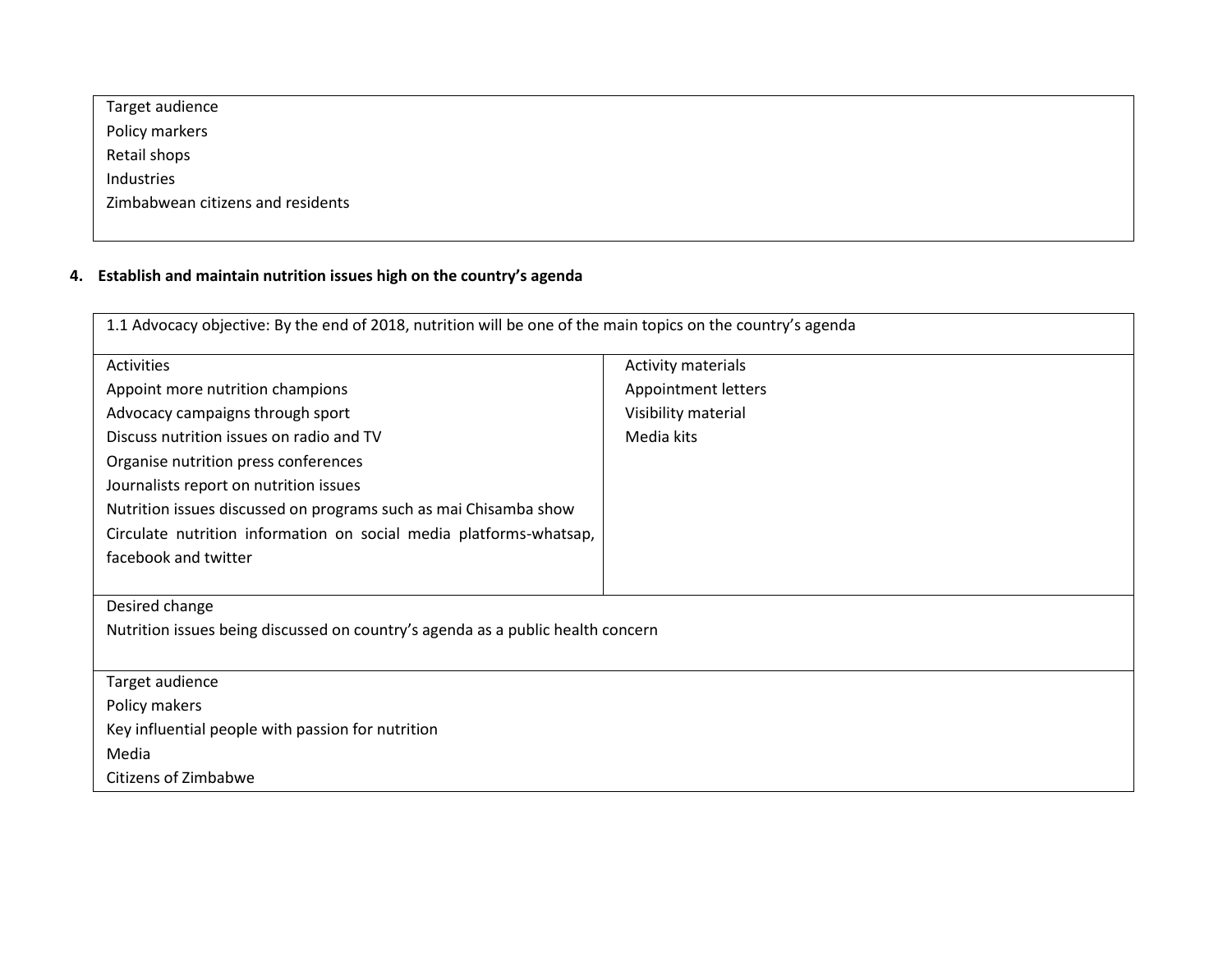| Target audience |
|---|
| Policy markers<br>Retail shops<br>Industries<br>Zimbabwean citizens and residents |

**4. Establish and maintain nutrition issues high on the country's agenda**

| 1.1 Advocacy objective: By the end of 2018, nutrition will be one of the main topics on the country's agenda | |
|---|---|
| Activities<br>Appoint more nutrition champions<br>Advocacy campaigns through sport<br>Discuss nutrition issues on radio and TV<br>Organise nutrition press conferences<br>Journalists report on nutrition issues<br>Nutrition issues discussed on programs such as mai Chisamba show<br>Circulate nutrition information on social media platforms-whatsap, facebook and twitter | Activity materials<br>Appointment letters<br>Visibility material<br>Media kits |
| Desired change<br>Nutrition issues being discussed on country's agenda as a public health concern | |
| Target audience<br>Policy makers<br>Key influential people with passion for nutrition<br>Media<br>Citizens of Zimbabwe | |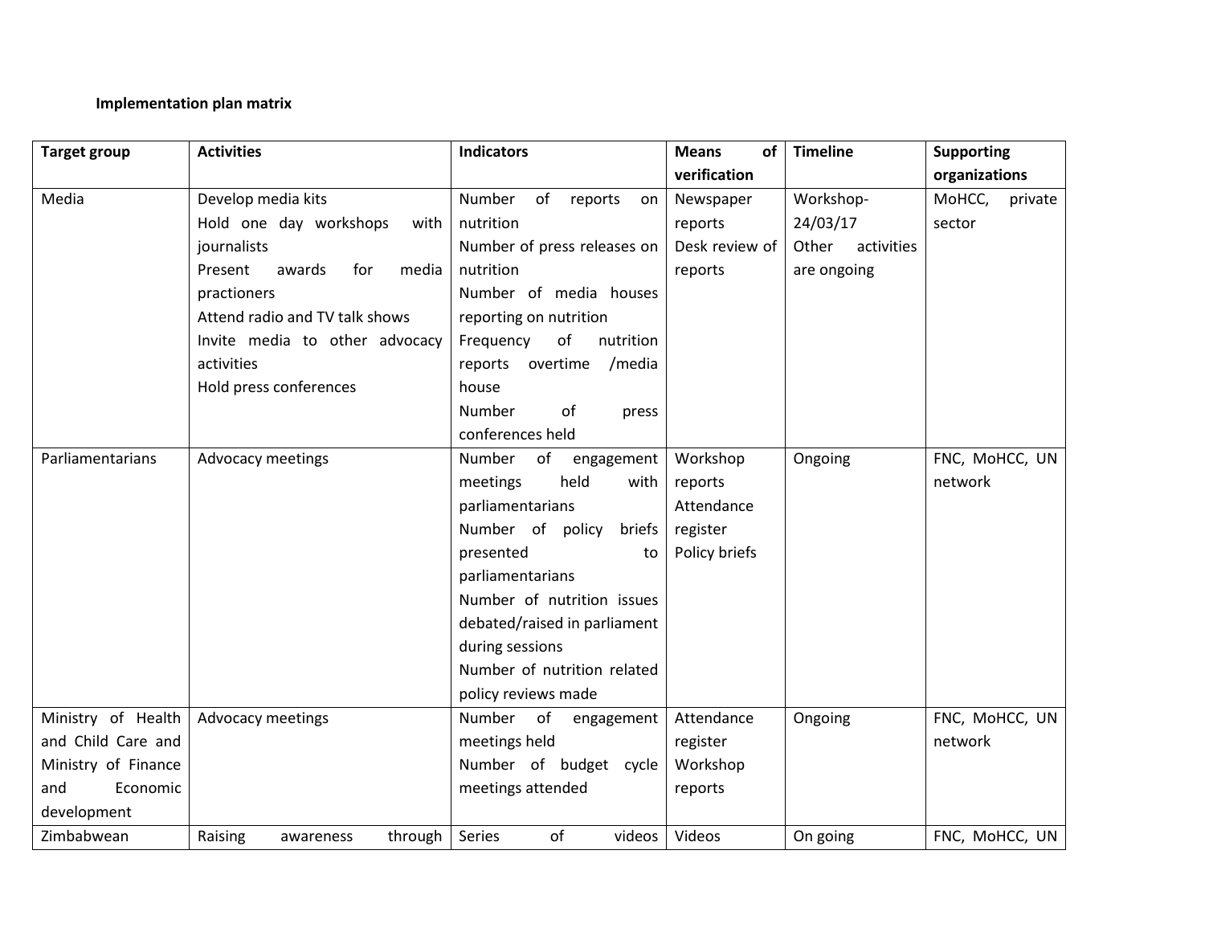**Implementation plan matrix**

| Target group | Activities | Indicators | Means of verification | Timeline | Supporting organizations |
|---|---|---|---|---|---|
| Media | Develop media kits<br>Hold one day workshops with journalists<br>Present awards for media practioners<br>Attend radio and TV talk shows<br>Invite media to other advocacy activities<br>Hold press conferences | Number of reports on nutrition<br>Number of press releases on nutrition<br>Number of media houses reporting on nutrition<br>Frequency of nutrition reports overtime /media house<br>Number of press conferences held | Newspaper reports<br>Desk review of reports | Workshop- 24/03/17<br>Other activities are ongoing | MoHCC, private sector |
| Parliamentarians | Advocacy meetings | Number of engagement meetings held with parliamentarians<br>Number of policy briefs presented to parliamentarians<br>Number of nutrition issues debated/raised in parliament during sessions<br>Number of nutrition related policy reviews made | Workshop reports<br>Attendance register<br>Policy briefs | Ongoing | FNC, MoHCC, UN network |
| Ministry of Health and Child Care and Ministry of Finance and Economic development | Advocacy meetings | Number of engagement meetings held<br>Number of budget cycle meetings attended | Attendance register<br>Workshop reports | Ongoing | FNC, MoHCC, UN network |
| Zimbabwean | Raising awareness through | Series of videos | Videos | On going | FNC, MoHCC, UN |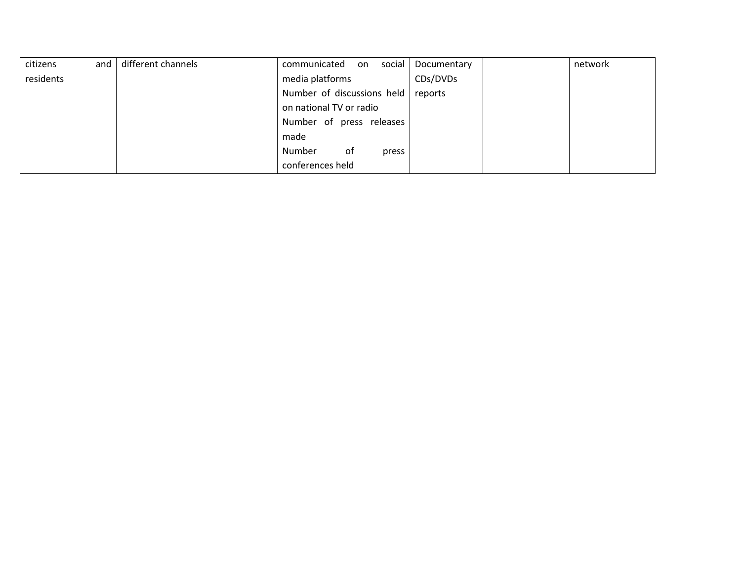| | | | | | |
|---|---|---|---|---|---|
| citizens and residents | different channels | communicated on social media platforms<br>Number of discussions held on national TV or radio<br>Number of press releases made<br>Number of press conferences held | Documentary CDs/DVDs reports | | network |